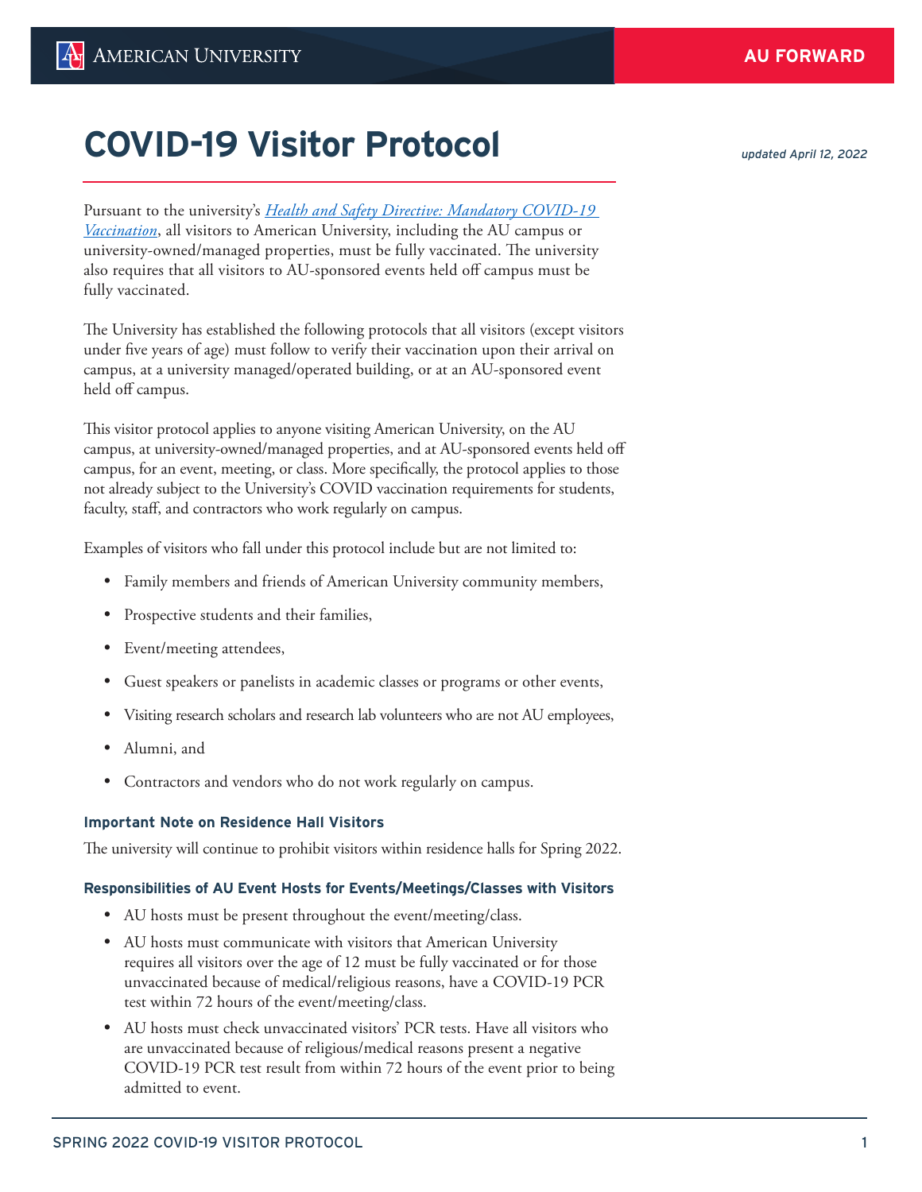# COVID-19 Visitor Protocol

*updated April 12, 2022*

Pursuant to the university's *Health and Safety Directive: Mandatory COVID-19 Vaccination*, all visitors to American University, including the AU campus or university-owned/managed properties, must be fully vaccinated. The university also requires that all visitors to AU-sponsored events held off campus must be fully vaccinated.

The University has established the following protocols that all visitors (except visitors under five years of age) must follow to verify their vaccination upon their arrival on campus, at a university managed/operated building, or at an AU-sponsored event held off campus.

This visitor protocol applies to anyone visiting American University, on the AU campus, at university-owned/managed properties, and at AU-sponsored events held off campus, for an event, meeting, or class. More specifically, the protocol applies to those not already subject to the University's COVID vaccination requirements for students, faculty, staff, and contractors who work regularly on campus.

Examples of visitors who fall under this protocol include but are not limited to:

- Family members and friends of American University community members,
- Prospective students and their families,
- Event/meeting attendees,
- Guest speakers or panelists in academic classes or programs or other events,
- Visiting research scholars and research lab volunteers who are not AU employees,
- Alumni, and
- Contractors and vendors who do not work regularly on campus.

### Important Note on Residence Hall Visitors

The university will continue to prohibit visitors within residence halls for Spring 2022.

### Responsibilities of AU Event Hosts for Events/Meetings/Classes with Visitors

- AU hosts must be present throughout the event/meeting/class.
- AU hosts must communicate with visitors that American University requires all visitors over the age of 12 must be fully vaccinated or for those unvaccinated because of medical/religious reasons, have a COVID-19 PCR test within 72 hours of the event/meeting/class.
- AU hosts must check unvaccinated visitors' PCR tests. Have all visitors who are unvaccinated because of religious/medical reasons present a negative COVID-19 PCR test result from within 72 hours of the event prior to being admitted to event.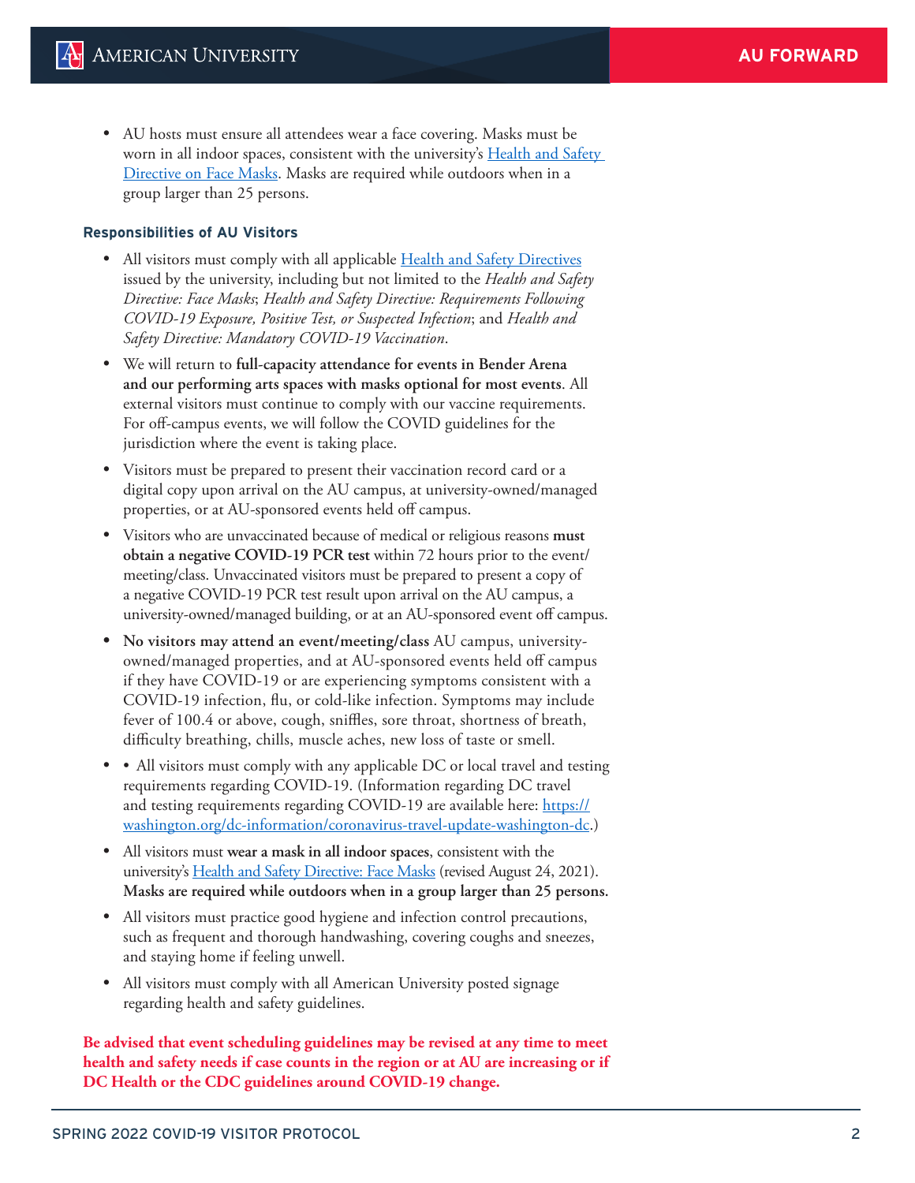- AU hosts must ensure all attendees wear a face covering. Masks must be worn in all indoor spaces, consistent with the university's [Health and Safety Directive on Face Masks](). Masks are required while outdoors when in a group larger than 25 persons.

### Responsibilities of AU Visitors

- All visitors must comply with all applicable [Health and Safety Directives]() issued by the university, including but not limited to the *Health and Safety Directive: Face Masks*; *Health and Safety Directive: Requirements Following COVID-19 Exposure, Positive Test, or Suspected Infection*; and *Health and Safety Directive: Mandatory COVID-19 Vaccination*.
- We will return to **full-capacity attendance for events in Bender Arena and our performing arts spaces with masks optional for most events**. All external visitors must continue to comply with our vaccine requirements. For off-campus events, we will follow the COVID guidelines for the jurisdiction where the event is taking place.
- Visitors must be prepared to present their vaccination record card or a digital copy upon arrival on the AU campus, at university-owned/managed properties, or at AU-sponsored events held off campus.
- Visitors who are unvaccinated because of medical or religious reasons **must obtain a negative COVID-19 PCR test** within 72 hours prior to the event/meeting/class. Unvaccinated visitors must be prepared to present a copy of a negative COVID-19 PCR test result upon arrival on the AU campus, a university-owned/managed building, or at an AU-sponsored event off campus.
- **No visitors may attend an event/meeting/class** AU campus, university-owned/managed properties, and at AU-sponsored events held off campus if they have COVID-19 or are experiencing symptoms consistent with a COVID-19 infection, flu, or cold-like infection. Symptoms may include fever of 100.4 or above, cough, sniffles, sore throat, shortness of breath, difficulty breathing, chills, muscle aches, new loss of taste or smell.
- • All visitors must comply with any applicable DC or local travel and testing requirements regarding COVID-19. (Information regarding DC travel and testing requirements regarding COVID-19 are available here: [https://washington.org/dc-information/coronavirus-travel-update-washington-dc](https://washington.org/dc-information/coronavirus-travel-update-washington-dc).)
- All visitors must **wear a mask in all indoor spaces**, consistent with the university's [Health and Safety Directive: Face Masks]() (revised August 24, 2021). **Masks are required while outdoors when in a group larger than 25 persons.**
- All visitors must practice good hygiene and infection control precautions, such as frequent and thorough handwashing, covering coughs and sneezes, and staying home if feeling unwell.
- All visitors must comply with all American University posted signage regarding health and safety guidelines.

**Be advised that event scheduling guidelines may be revised at any time to meet health and safety needs if case counts in the region or at AU are increasing or if DC Health or the CDC guidelines around COVID-19 change.**